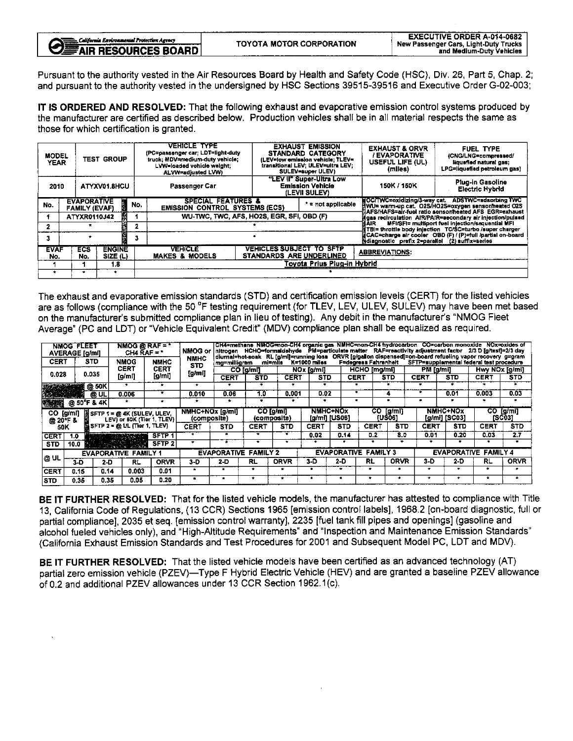| California Environmental Protection Agency AIR RESOURCES BOARD | TOYOTA MOTOR CORPORATION | EXECUTIVE ORDER A-014-0682 New Passenger Cars, Light-Duty Trucks and Medium-Duty Vehicles |
|---|---|---|

Pursuant to the authority vested in the Air Resources Board by Health and Safety Code (HSC), Div. 26, Part 5, Chap. 2; and pursuant to the authority vested in the undersigned by HSC Sections 39515-39516 and Executive Order G-02-003;

**IT IS ORDERED AND RESOLVED:** That the following exhaust and evaporative emission control systems produced by the manufacturer are certified as described below. Production vehicles shall be in all material respects the same as those for which certification is granted.

| MODEL YEAR | TEST GROUP | VEHICLE TYPE (PC=passenger car; LDT=light-duty truck; MDV=medium-duty vehicle; LVW=loaded vehicle weight; ALVW=adjusted LVW) | EXHAUST EMISSION STANDARD CATEGORY (LEV=low emission vehicle; TLEV= transitional LEV; ULEV=ultra LEV; SULEV=super ULEV) | EXHAUST & ORVR / EVAPORATIVE USEFUL LIFE (UL) (miles) | FUEL TYPE (CNG/LNG=compressed/ liquefied natural gas; LPG=liquefied petroleum gas) |
|---|---|---|---|---|---|
| 2010 | ATYXV01.8HCU | Passenger Car | "LEV II" Super-Ultra Low Emission Vehicle (LEVII SULEV) | 150K / 150K | Plug-in Gasoline Electric Hybrid |

| No. | EVAPORATIVE FAMILY (EVAF) | No. | SPECIAL FEATURES & EMISSION CONTROL SYSTEMS (ECS) |
|---|---|---|---|
| 1 | ATYXR0110J42 | 1 | WU-TWC, TWC, AFS, HO2S, EGR, SFI, OBD (F) |
| 2 | * | 2 | * |
| 3 | * | 3 | * |

* = not applicable

| EVAF No. | ECS No. | ENGINE SIZE (L) | VEHICLE MAKES & MODELS (VEHICLES SUBJECT TO SFTP STANDARDS ARE UNDERLINED) |
|---|---|---|---|
| 1 | 1 | 1.8 | Toyota Prius Plug-in Hybrid |
| * | * | * | * |

ABBREVIATIONS: OC/TWC=oxidizing/3-way cat. ADSTWC=adsorbing TWC WU= warm-up cat. O2S/HO2S=oxygen sensor/heated O2S AFS/HAFS=air-fuel ratio sensor/heated AFS EGR=exhaust gas recirculation AIR/PAIR=secondary air injection/pulsed AIR MFI/SFI= multiport fuel injection/sequential MFI TBI= throttle body injection TC/SC=turbo /super charger CAC=charge air cooler OBD (F) / (P)=full /partial on-board diagnostic prefix 2=parallel (2) suffix=series

The exhaust and evaporative emission standards (STD) and certification emission levels (CERT) for the listed vehicles are as follows (compliance with the 50 °F testing requirement (for TLEV, LEV, ULEV, SULEV) may have been met based on the manufacturer's submitted compliance plan in lieu of testing). Any debit in the manufacturer's "NMOG Fleet Average" (PC and LDT) or "Vehicle Equivalent Credit" (MDV) compliance plan shall be equalized as required.

CH4=methane NMOG=non-CH4 organic gas NMHC=non-CH4 hydrocarbon CO=carbon monoxide NOx=oxides of nitrogen HCHO=formaldehyde PM=particulate matter RAF=reactivity adjustment factor 2/3 D [g/test]=2/3 day diurnal+hot-soak RL [g/mi]=running loss ORVR [g/gallon dispensed]=on-board refueling vapor recovery g=gram mg=milligram mi=mile K=1000 miles F=degrees Fahrenheit SFTP=supplemental federal test procedure

| NMOG FLEET AVERAGE [g/mi] CERT | NMOG FLEET AVERAGE [g/mi] STD | | NMOG @ RAF = * CH4 RAF = * NMOG CERT [g/mi] | NMHC CERT [g/mi] | NMOG or NMHC STD [g/mi] | CO [g/mi] CERT | CO [g/mi] STD | NOx [g/mi] CERT | NOx [g/mi] STD | HCHO [mg/mi] CERT | HCHO [mg/mi] STD | PM [g/mi] CERT | PM [g/mi] STD | Hwy NOx [g/mi] CERT | Hwy NOx [g/mi] STD |
|---|---|---|---|---|---|---|---|---|---|---|---|---|---|---|---|
| 0.028 | 0.035 | @ 50K | * | * | * | * | * | * | * | * | * | * | * | * | * |
| | | @ UL | 0.006 | * | 0.010 | 0.06 | 1.0 | 0.001 | 0.02 | * | 4 | * | 0.01 | 0.003 | 0.03 |
| | | @ 50°F & 4K | * | * | * | * | * | * | * | * | * | * | * | * | * |

| | CO [g/mi] @ 20°F & 50K | SFTP 1 = @ 4K (SULEV, ULEV, LEV) or 50K (Tier 1, TLEV); SFTP 2 = @ UL (Tier 1, TLEV) | NMHC+NOx [g/mi] (composite) CERT | NMHC+NOx [g/mi] (composite) STD | CO [g/mi] (composite) CERT | CO [g/mi] (composite) STD | NMHC+NOx [g/mi] [US06] CERT | NMHC+NOx [g/mi] [US06] STD | CO [g/mi] [US06] CERT | CO [g/mi] [US06] STD | NMHC+NOx [g/mi] [SC03] CERT | NMHC+NOx [g/mi] [SC03] STD | CO [g/mi] [SC03] CERT | CO [g/mi] [SC03] STD |
|---|---|---|---|---|---|---|---|---|---|---|---|---|---|---|
| CERT | 1.0 | SFTP 1 | * | * | * | * | 0.02 | 0.14 | 0.2 | 8.0 | 0.01 | 0.20 | 0.03 | 2.7 |
| STD | 10.0 | SFTP 2 | * | * | * | * | * | * | * | * | * | * | * | * |

| @ UL | EVAPORATIVE FAMILY 1 3-D | 2-D | RL | ORVR | EVAPORATIVE FAMILY 2 3-D | 2-D | RL | ORVR | EVAPORATIVE FAMILY 3 3-D | 2-D | RL | ORVR | EVAPORATIVE FAMILY 4 3-D | 2-D | RL | ORVR |
|---|---|---|---|---|---|---|---|---|---|---|---|---|---|---|---|---|
| CERT | 0.15 | 0.14 | 0.003 | 0.01 | * | * | * | * | * | * | * | * | * | * | * | * |
| STD | 0.35 | 0.35 | 0.05 | 0.20 | * | * | * | * | * | * | * | * | * | * | * | * |

**BE IT FURTHER RESOLVED:** That for the listed vehicle models, the manufacturer has attested to compliance with Title 13, California Code of Regulations, (13 CCR) Sections 1965 [emission control labels], 1968.2 [on-board diagnostic, full or partial compliance], 2035 et seq. [emission control warranty], 2235 [fuel tank fill pipes and openings] (gasoline and alcohol fueled vehicles only), and "High-Altitude Requirements" and "Inspection and Maintenance Emission Standards" (California Exhaust Emission Standards and Test Procedures for 2001 and Subsequent Model PC, LDT and MDV).

**BE IT FURTHER RESOLVED:** That the listed vehicle models have been certified as an advanced technology (AT) partial zero emission vehicle (PZEV)—Type F Hybrid Electric Vehicle (HEV) and are granted a baseline PZEV allowance of 0.2 and additional PZEV allowances under 13 CCR Section 1962.1(c).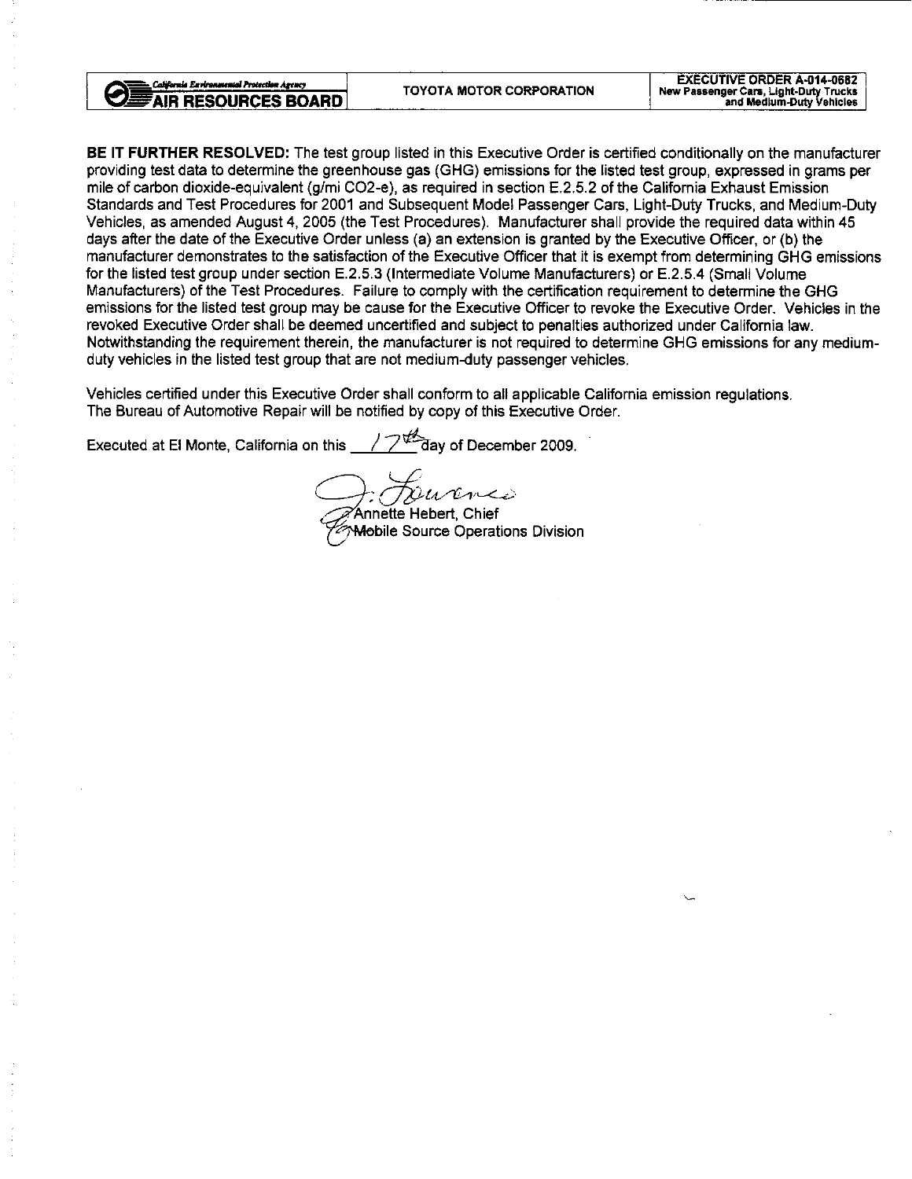**BE IT FURTHER RESOLVED:** The test group listed in this Executive Order is certified conditionally on the manufacturer providing test data to determine the greenhouse gas (GHG) emissions for the listed test group, expressed in grams per mile of carbon dioxide-equivalent (g/mi $CO_2$-e), as required in section E.2.5.2 of the California Exhaust Emission Standards and Test Procedures for 2001 and Subsequent Model Passenger Cars, Light-Duty Trucks, and Medium-Duty Vehicles, as amended August 4, 2005 (the Test Procedures). Manufacturer shall provide the required data within 45 days after the date of the Executive Order unless (a) an extension is granted by the Executive Officer, or (b) the manufacturer demonstrates to the satisfaction of the Executive Officer that it is exempt from determining GHG emissions for the listed test group under section E.2.5.3 (Intermediate Volume Manufacturers) or E.2.5.4 (Small Volume Manufacturers) of the Test Procedures. Failure to comply with the certification requirement to determine the GHG emissions for the listed test group may be cause for the Executive Officer to revoke the Executive Order. Vehicles in the revoked Executive Order shall be deemed uncertified and subject to penalties authorized under California law. Notwithstanding the requirement therein, the manufacturer is not required to determine GHG emissions for any medium-duty vehicles in the listed test group that are not medium-duty passenger vehicles.

Vehicles certified under this Executive Order shall conform to all applicable California emission regulations. The Bureau of Automotive Repair will be notified by copy of this Executive Order.

Executed at El Monte, California on this 17th day of December 2009.

Annette Hebert, Chief
Mobile Source Operations Division